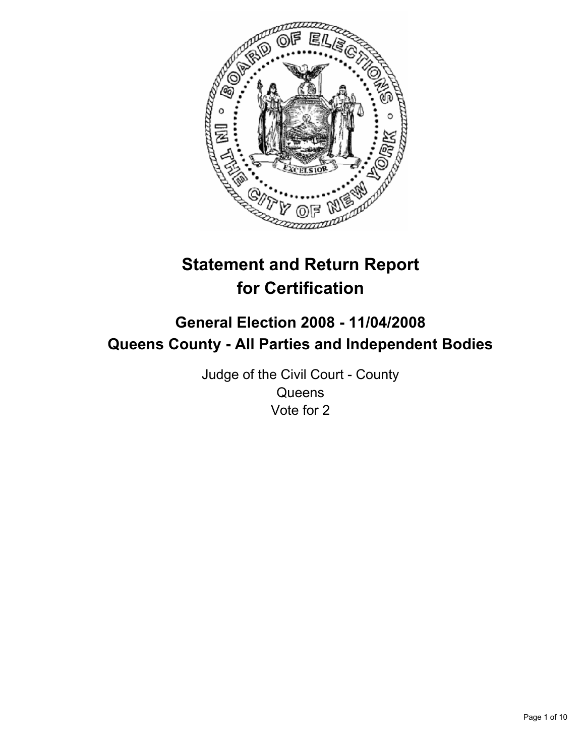# Statement and Return Report for Certification

## General Election 2008 - 11/04/2008

## Queens County - All Parties and Independent Bodies

Judge of the Civil Court - County

Queens

Vote for 2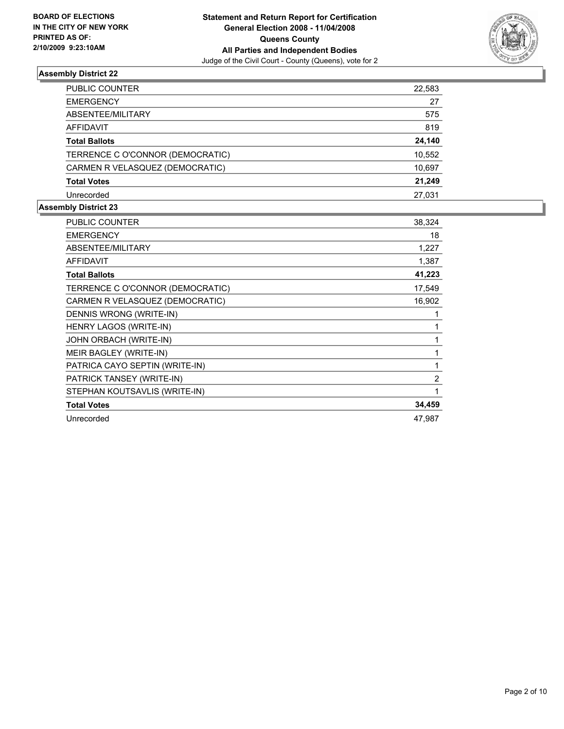**BOARD OF ELECTIONS IN THE CITY OF NEW YORK PRINTED AS OF: 2/10/2009 9:23:10AM**

**Statement and Return Report for Certification General Election 2008 - 11/04/2008 Queens County All Parties and Independent Bodies**

Judge of the Civil Court - County (Queens), vote for 2

## Assembly District 22

| | |
|---|---|
| PUBLIC COUNTER | 22,583 |
| EMERGENCY | 27 |
| ABSENTEE/MILITARY | 575 |
| AFFIDAVIT | 819 |
| **Total Ballots** | **24,140** |
| TERRENCE C O'CONNOR (DEMOCRATIC) | 10,552 |
| CARMEN R VELASQUEZ (DEMOCRATIC) | 10,697 |
| **Total Votes** | **21,249** |
| Unrecorded | 27,031 |

## Assembly District 23

| | |
|---|---|
| PUBLIC COUNTER | 38,324 |
| EMERGENCY | 18 |
| ABSENTEE/MILITARY | 1,227 |
| AFFIDAVIT | 1,387 |
| **Total Ballots** | **41,223** |
| TERRENCE C O'CONNOR (DEMOCRATIC) | 17,549 |
| CARMEN R VELASQUEZ (DEMOCRATIC) | 16,902 |
| DENNIS WRONG (WRITE-IN) | 1 |
| HENRY LAGOS (WRITE-IN) | 1 |
| JOHN ORBACH (WRITE-IN) | 1 |
| MEIR BAGLEY (WRITE-IN) | 1 |
| PATRICA CAYO SEPTIN (WRITE-IN) | 1 |
| PATRICK TANSEY (WRITE-IN) | 2 |
| STEPHAN KOUTSAVLIS (WRITE-IN) | 1 |
| **Total Votes** | **34,459** |
| Unrecorded | 47,987 |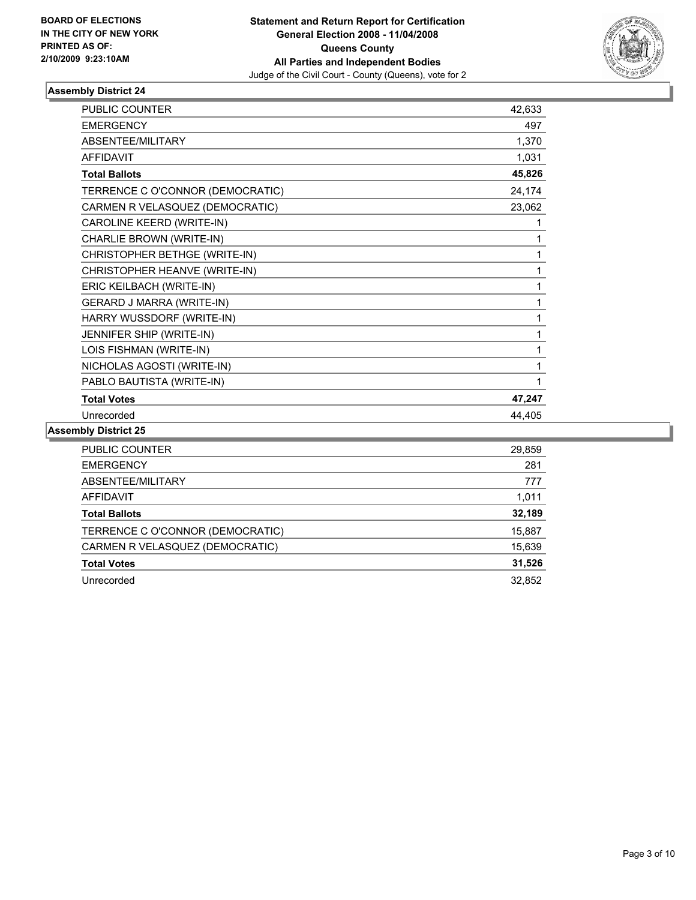**BOARD OF ELECTIONS**
**IN THE CITY OF NEW YORK**
**PRINTED AS OF:**
**2/10/2009 9:23:10AM**

**Statement and Return Report for Certification**
**General Election 2008 - 11/04/2008**
**Queens County**
**All Parties and Independent Bodies**
Judge of the Civil Court - County (Queens), vote for 2

### Assembly District 24

| | |
|---|---|
| PUBLIC COUNTER | 42,633 |
| EMERGENCY | 497 |
| ABSENTEE/MILITARY | 1,370 |
| AFFIDAVIT | 1,031 |
| **Total Ballots** | **45,826** |
| TERRENCE C O'CONNOR (DEMOCRATIC) | 24,174 |
| CARMEN R VELASQUEZ (DEMOCRATIC) | 23,062 |
| CAROLINE KEERD (WRITE-IN) | 1 |
| CHARLIE BROWN (WRITE-IN) | 1 |
| CHRISTOPHER BETHGE (WRITE-IN) | 1 |
| CHRISTOPHER HEANVE (WRITE-IN) | 1 |
| ERIC KEILBACH (WRITE-IN) | 1 |
| GERARD J MARRA (WRITE-IN) | 1 |
| HARRY WUSSDORF (WRITE-IN) | 1 |
| JENNIFER SHIP (WRITE-IN) | 1 |
| LOIS FISHMAN (WRITE-IN) | 1 |
| NICHOLAS AGOSTI (WRITE-IN) | 1 |
| PABLO BAUTISTA (WRITE-IN) | 1 |
| **Total Votes** | **47,247** |
| Unrecorded | 44,405 |

### Assembly District 25

| | |
|---|---|
| PUBLIC COUNTER | 29,859 |
| EMERGENCY | 281 |
| ABSENTEE/MILITARY | 777 |
| AFFIDAVIT | 1,011 |
| **Total Ballots** | **32,189** |
| TERRENCE C O'CONNOR (DEMOCRATIC) | 15,887 |
| CARMEN R VELASQUEZ (DEMOCRATIC) | 15,639 |
| **Total Votes** | **31,526** |
| Unrecorded | 32,852 |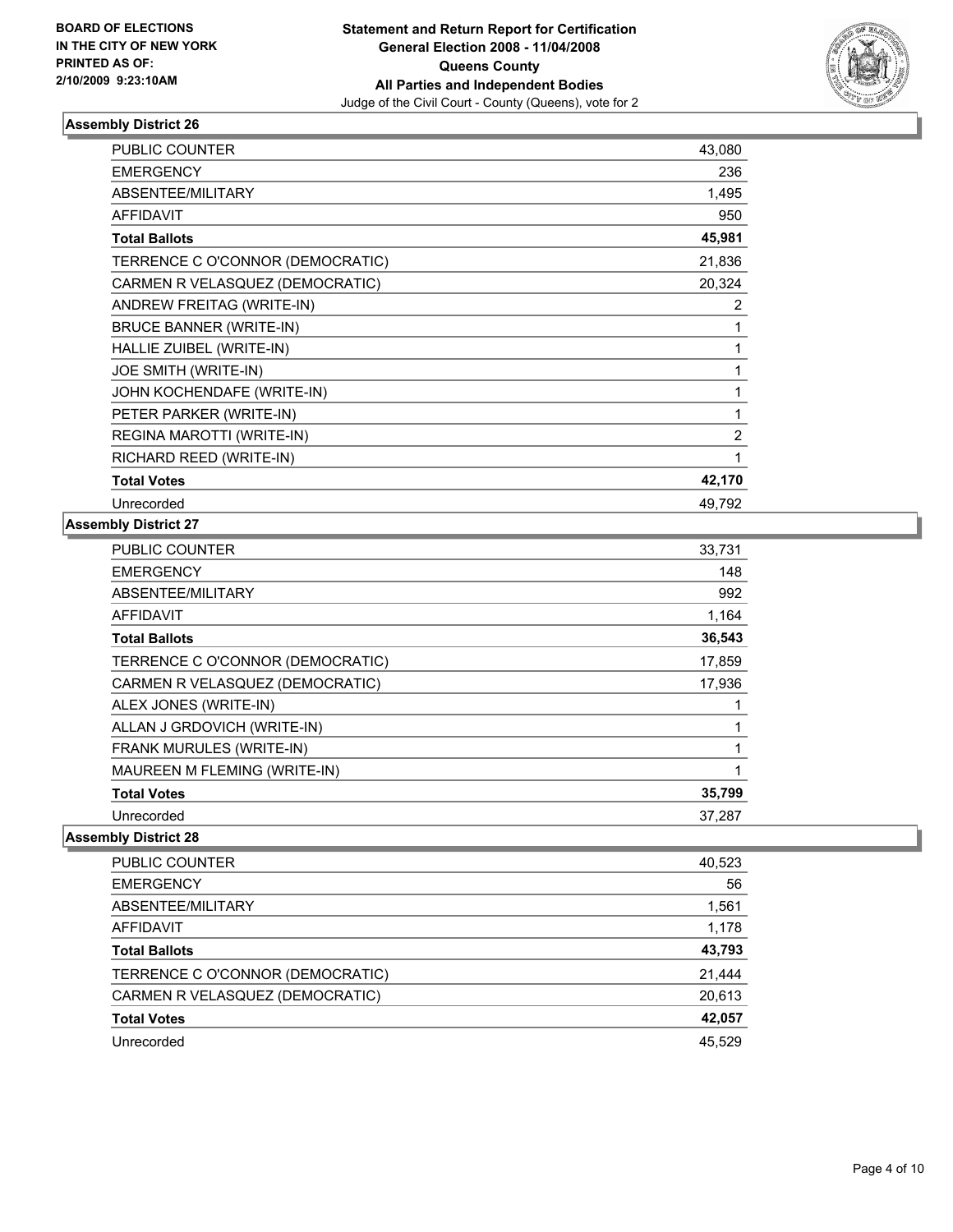**BOARD OF ELECTIONS IN THE CITY OF NEW YORK PRINTED AS OF: 2/10/2009 9:23:10AM**

**Statement and Return Report for Certification General Election 2008 - 11/04/2008 Queens County All Parties and Independent Bodies**
Judge of the Civil Court - County (Queens), vote for 2

### Assembly District 26

| | |
|---|---|
| PUBLIC COUNTER | 43,080 |
| EMERGENCY | 236 |
| ABSENTEE/MILITARY | 1,495 |
| AFFIDAVIT | 950 |
| **Total Ballots** | **45,981** |
| TERRENCE C O'CONNOR (DEMOCRATIC) | 21,836 |
| CARMEN R VELASQUEZ (DEMOCRATIC) | 20,324 |
| ANDREW FREITAG (WRITE-IN) | 2 |
| BRUCE BANNER (WRITE-IN) | 1 |
| HALLIE ZUIBEL (WRITE-IN) | 1 |
| JOE SMITH (WRITE-IN) | 1 |
| JOHN KOCHENDAFE (WRITE-IN) | 1 |
| PETER PARKER (WRITE-IN) | 1 |
| REGINA MAROTTI (WRITE-IN) | 2 |
| RICHARD REED (WRITE-IN) | 1 |
| **Total Votes** | **42,170** |
| Unrecorded | 49,792 |

### Assembly District 27

| | |
|---|---|
| PUBLIC COUNTER | 33,731 |
| EMERGENCY | 148 |
| ABSENTEE/MILITARY | 992 |
| AFFIDAVIT | 1,164 |
| **Total Ballots** | **36,543** |
| TERRENCE C O'CONNOR (DEMOCRATIC) | 17,859 |
| CARMEN R VELASQUEZ (DEMOCRATIC) | 17,936 |
| ALEX JONES (WRITE-IN) | 1 |
| ALLAN J GRDOVICH (WRITE-IN) | 1 |
| FRANK MURULES (WRITE-IN) | 1 |
| MAUREEN M FLEMING (WRITE-IN) | 1 |
| **Total Votes** | **35,799** |
| Unrecorded | 37,287 |

### Assembly District 28

| | |
|---|---|
| PUBLIC COUNTER | 40,523 |
| EMERGENCY | 56 |
| ABSENTEE/MILITARY | 1,561 |
| AFFIDAVIT | 1,178 |
| **Total Ballots** | **43,793** |
| TERRENCE C O'CONNOR (DEMOCRATIC) | 21,444 |
| CARMEN R VELASQUEZ (DEMOCRATIC) | 20,613 |
| **Total Votes** | **42,057** |
| Unrecorded | 45,529 |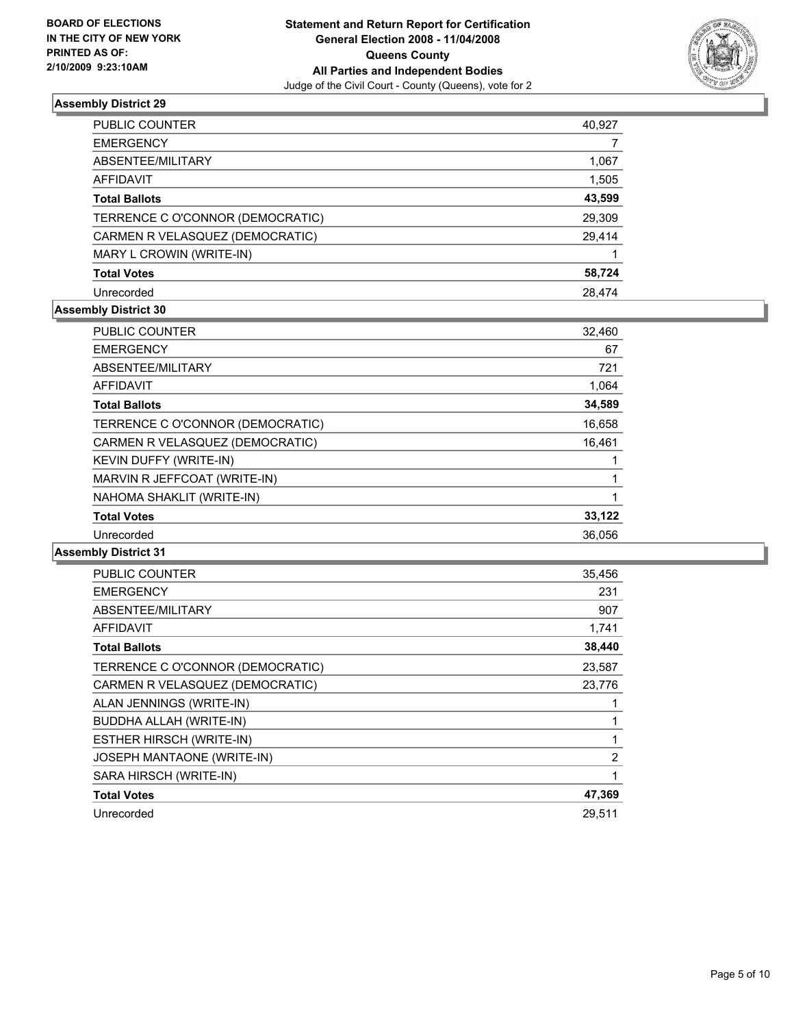BOARD OF ELECTIONS
IN THE CITY OF NEW YORK
PRINTED AS OF:
2/10/2009 9:23:10AM

**Statement and Return Report for Certification**
**General Election 2008 - 11/04/2008**
**Queens County**
**All Parties and Independent Bodies**
Judge of the Civil Court - County (Queens), vote for 2

### Assembly District 29

| | |
|---|---|
| PUBLIC COUNTER | 40,927 |
| EMERGENCY | 7 |
| ABSENTEE/MILITARY | 1,067 |
| AFFIDAVIT | 1,505 |
| **Total Ballots** | **43,599** |
| TERRENCE C O'CONNOR (DEMOCRATIC) | 29,309 |
| CARMEN R VELASQUEZ (DEMOCRATIC) | 29,414 |
| MARY L CROWIN (WRITE-IN) | 1 |
| **Total Votes** | **58,724** |
| Unrecorded | 28,474 |

### Assembly District 30

| | |
|---|---|
| PUBLIC COUNTER | 32,460 |
| EMERGENCY | 67 |
| ABSENTEE/MILITARY | 721 |
| AFFIDAVIT | 1,064 |
| **Total Ballots** | **34,589** |
| TERRENCE C O'CONNOR (DEMOCRATIC) | 16,658 |
| CARMEN R VELASQUEZ (DEMOCRATIC) | 16,461 |
| KEVIN DUFFY (WRITE-IN) | 1 |
| MARVIN R JEFFCOAT (WRITE-IN) | 1 |
| NAHOMA SHAKLIT (WRITE-IN) | 1 |
| **Total Votes** | **33,122** |
| Unrecorded | 36,056 |

### Assembly District 31

| | |
|---|---|
| PUBLIC COUNTER | 35,456 |
| EMERGENCY | 231 |
| ABSENTEE/MILITARY | 907 |
| AFFIDAVIT | 1,741 |
| **Total Ballots** | **38,440** |
| TERRENCE C O'CONNOR (DEMOCRATIC) | 23,587 |
| CARMEN R VELASQUEZ (DEMOCRATIC) | 23,776 |
| ALAN JENNINGS (WRITE-IN) | 1 |
| BUDDHA ALLAH (WRITE-IN) | 1 |
| ESTHER HIRSCH (WRITE-IN) | 1 |
| JOSEPH MANTAONE (WRITE-IN) | 2 |
| SARA HIRSCH (WRITE-IN) | 1 |
| **Total Votes** | **47,369** |
| Unrecorded | 29,511 |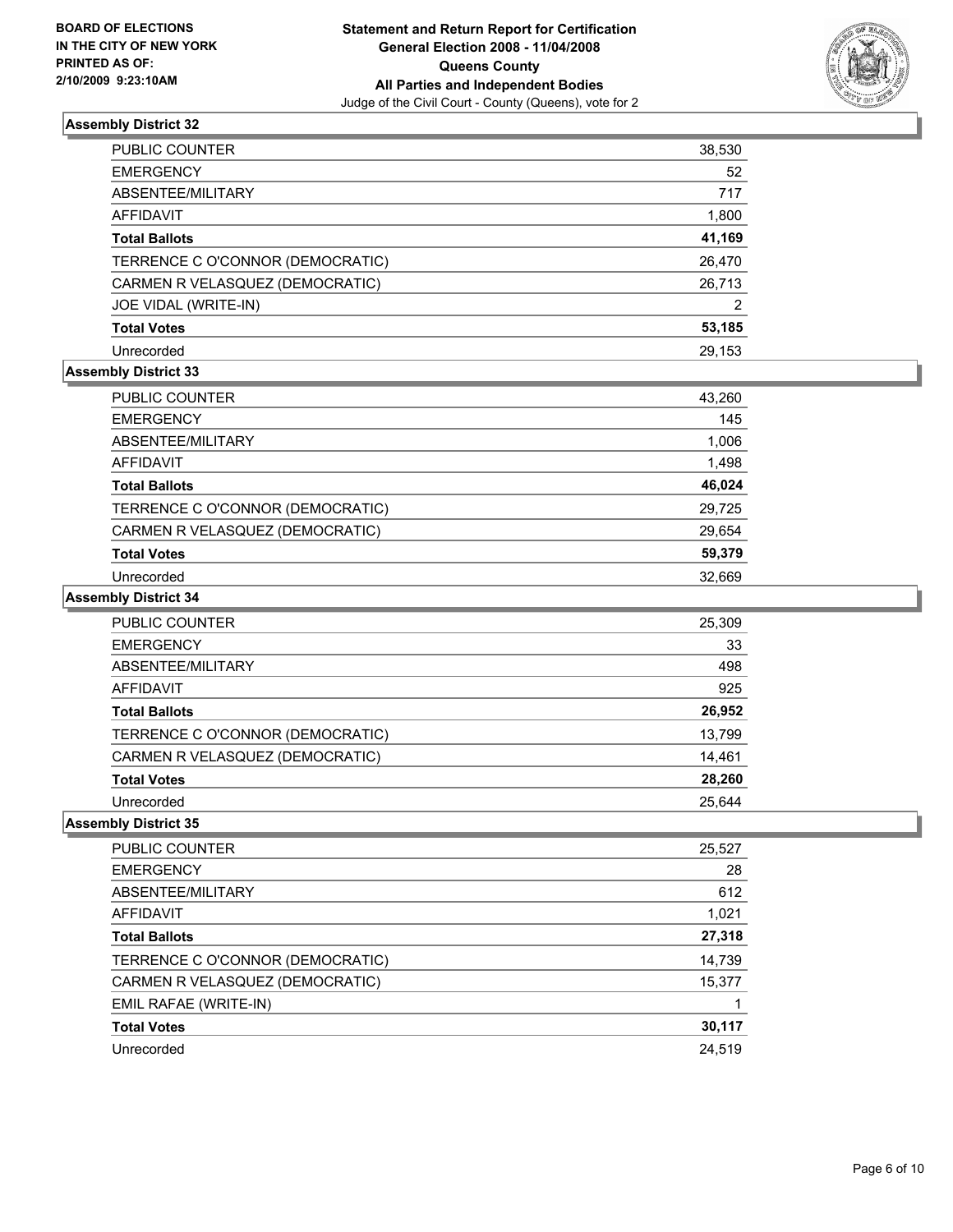BOARD OF ELECTIONS
IN THE CITY OF NEW YORK
PRINTED AS OF:
2/10/2009 9:23:10AM

**Statement and Return Report for Certification**
**General Election 2008 - 11/04/2008**
**Queens County**
**All Parties and Independent Bodies**
Judge of the Civil Court - County (Queens), vote for 2

### Assembly District 32

| | |
|---|---|
| PUBLIC COUNTER | 38,530 |
| EMERGENCY | 52 |
| ABSENTEE/MILITARY | 717 |
| AFFIDAVIT | 1,800 |
| **Total Ballots** | **41,169** |
| TERRENCE C O'CONNOR (DEMOCRATIC) | 26,470 |
| CARMEN R VELASQUEZ (DEMOCRATIC) | 26,713 |
| JOE VIDAL (WRITE-IN) | 2 |
| **Total Votes** | **53,185** |
| Unrecorded | 29,153 |

### Assembly District 33

| | |
|---|---|
| PUBLIC COUNTER | 43,260 |
| EMERGENCY | 145 |
| ABSENTEE/MILITARY | 1,006 |
| AFFIDAVIT | 1,498 |
| **Total Ballots** | **46,024** |
| TERRENCE C O'CONNOR (DEMOCRATIC) | 29,725 |
| CARMEN R VELASQUEZ (DEMOCRATIC) | 29,654 |
| **Total Votes** | **59,379** |
| Unrecorded | 32,669 |

### Assembly District 34

| | |
|---|---|
| PUBLIC COUNTER | 25,309 |
| EMERGENCY | 33 |
| ABSENTEE/MILITARY | 498 |
| AFFIDAVIT | 925 |
| **Total Ballots** | **26,952** |
| TERRENCE C O'CONNOR (DEMOCRATIC) | 13,799 |
| CARMEN R VELASQUEZ (DEMOCRATIC) | 14,461 |
| **Total Votes** | **28,260** |
| Unrecorded | 25,644 |

### Assembly District 35

| | |
|---|---|
| PUBLIC COUNTER | 25,527 |
| EMERGENCY | 28 |
| ABSENTEE/MILITARY | 612 |
| AFFIDAVIT | 1,021 |
| **Total Ballots** | **27,318** |
| TERRENCE C O'CONNOR (DEMOCRATIC) | 14,739 |
| CARMEN R VELASQUEZ (DEMOCRATIC) | 15,377 |
| EMIL RAFAE (WRITE-IN) | 1 |
| **Total Votes** | **30,117** |
| Unrecorded | 24,519 |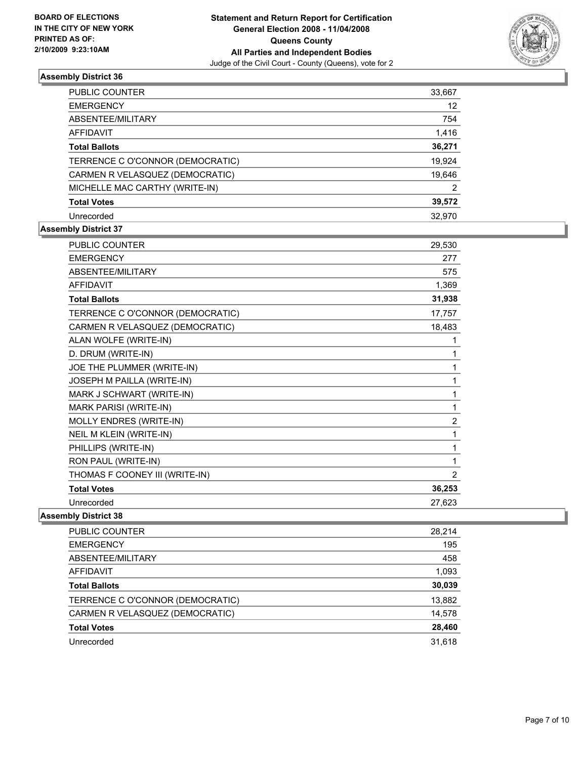BOARD OF ELECTIONS
IN THE CITY OF NEW YORK
PRINTED AS OF:
2/10/2009 9:23:10AM

**Statement and Return Report for Certification**
**General Election 2008 - 11/04/2008**
**Queens County**
**All Parties and Independent Bodies**
Judge of the Civil Court - County (Queens), vote for 2

### Assembly District 36

| | |
|---|---|
| PUBLIC COUNTER | 33,667 |
| EMERGENCY | 12 |
| ABSENTEE/MILITARY | 754 |
| AFFIDAVIT | 1,416 |
| **Total Ballots** | **36,271** |
| TERRENCE C O'CONNOR (DEMOCRATIC) | 19,924 |
| CARMEN R VELASQUEZ (DEMOCRATIC) | 19,646 |
| MICHELLE MAC CARTHY (WRITE-IN) | 2 |
| **Total Votes** | **39,572** |
| Unrecorded | 32,970 |

### Assembly District 37

| | |
|---|---|
| PUBLIC COUNTER | 29,530 |
| EMERGENCY | 277 |
| ABSENTEE/MILITARY | 575 |
| AFFIDAVIT | 1,369 |
| **Total Ballots** | **31,938** |
| TERRENCE C O'CONNOR (DEMOCRATIC) | 17,757 |
| CARMEN R VELASQUEZ (DEMOCRATIC) | 18,483 |
| ALAN WOLFE (WRITE-IN) | 1 |
| D. DRUM (WRITE-IN) | 1 |
| JOE THE PLUMMER (WRITE-IN) | 1 |
| JOSEPH M PAILLA (WRITE-IN) | 1 |
| MARK J SCHWART (WRITE-IN) | 1 |
| MARK PARISI (WRITE-IN) | 1 |
| MOLLY ENDRES (WRITE-IN) | 2 |
| NEIL M KLEIN (WRITE-IN) | 1 |
| PHILLIPS (WRITE-IN) | 1 |
| RON PAUL (WRITE-IN) | 1 |
| THOMAS F COONEY III (WRITE-IN) | 2 |
| **Total Votes** | **36,253** |
| Unrecorded | 27,623 |

### Assembly District 38

| | |
|---|---|
| PUBLIC COUNTER | 28,214 |
| EMERGENCY | 195 |
| ABSENTEE/MILITARY | 458 |
| AFFIDAVIT | 1,093 |
| **Total Ballots** | **30,039** |
| TERRENCE C O'CONNOR (DEMOCRATIC) | 13,882 |
| CARMEN R VELASQUEZ (DEMOCRATIC) | 14,578 |
| **Total Votes** | **28,460** |
| Unrecorded | 31,618 |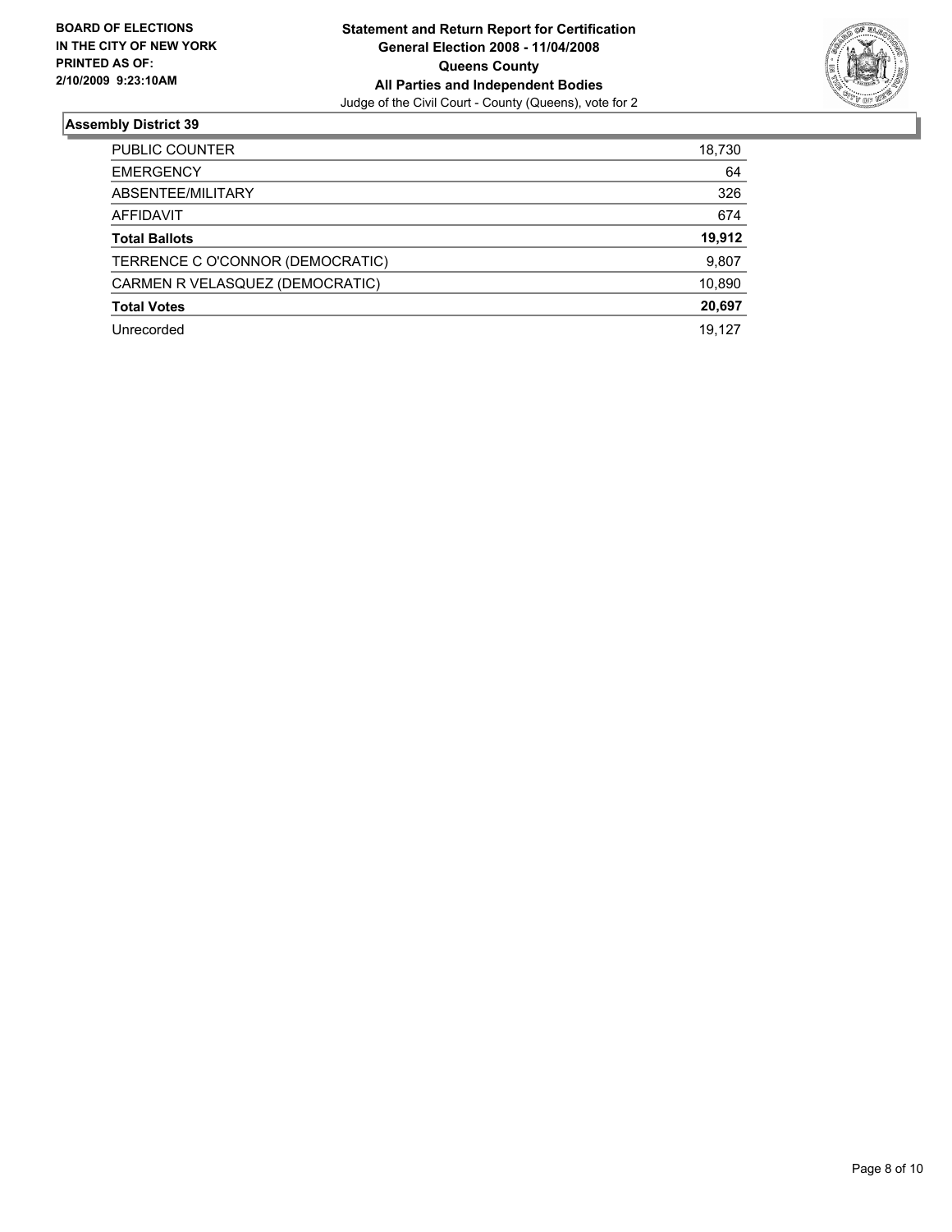**BOARD OF ELECTIONS IN THE CITY OF NEW YORK PRINTED AS OF: 2/10/2009 9:23:10AM**

# Statement and Return Report for Certification
## General Election 2008 - 11/04/2008
## Queens County
## All Parties and Independent Bodies
Judge of the Civil Court - County (Queens), vote for 2

### Assembly District 39

| | |
|---|---|
| PUBLIC COUNTER | 18,730 |
| EMERGENCY | 64 |
| ABSENTEE/MILITARY | 326 |
| AFFIDAVIT | 674 |
| **Total Ballots** | **19,912** |
| TERRENCE C O'CONNOR (DEMOCRATIC) | 9,807 |
| CARMEN R VELASQUEZ (DEMOCRATIC) | 10,890 |
| **Total Votes** | **20,697** |
| Unrecorded | 19,127 |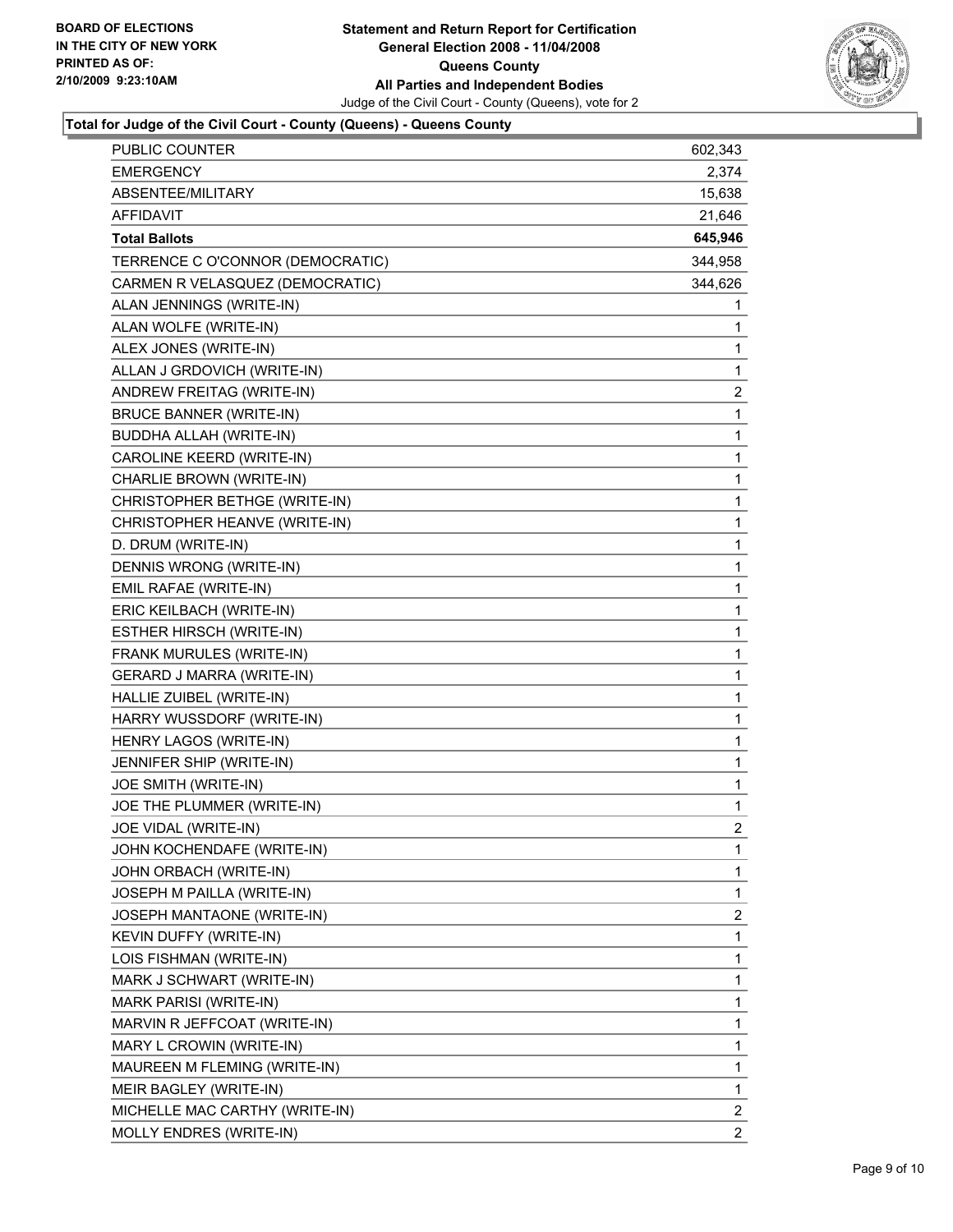**BOARD OF ELECTIONS IN THE CITY OF NEW YORK PRINTED AS OF: 2/10/2009 9:23:10AM**

**Statement and Return Report for Certification General Election 2008 - 11/04/2008 Queens County All Parties and Independent Bodies**

Judge of the Civil Court - County (Queens), vote for 2

### Total for Judge of the Civil Court - County (Queens) - Queens County

| | |
|---|---|
| PUBLIC COUNTER | 602,343 |
| EMERGENCY | 2,374 |
| ABSENTEE/MILITARY | 15,638 |
| AFFIDAVIT | 21,646 |
| **Total Ballots** | **645,946** |
| TERRENCE C O'CONNOR (DEMOCRATIC) | 344,958 |
| CARMEN R VELASQUEZ (DEMOCRATIC) | 344,626 |
| ALAN JENNINGS (WRITE-IN) | 1 |
| ALAN WOLFE (WRITE-IN) | 1 |
| ALEX JONES (WRITE-IN) | 1 |
| ALLAN J GRDOVICH (WRITE-IN) | 1 |
| ANDREW FREITAG (WRITE-IN) | 2 |
| BRUCE BANNER (WRITE-IN) | 1 |
| BUDDHA ALLAH (WRITE-IN) | 1 |
| CAROLINE KEERD (WRITE-IN) | 1 |
| CHARLIE BROWN (WRITE-IN) | 1 |
| CHRISTOPHER BETHGE (WRITE-IN) | 1 |
| CHRISTOPHER HEANVE (WRITE-IN) | 1 |
| D. DRUM (WRITE-IN) | 1 |
| DENNIS WRONG (WRITE-IN) | 1 |
| EMIL RAFAE (WRITE-IN) | 1 |
| ERIC KEILBACH (WRITE-IN) | 1 |
| ESTHER HIRSCH (WRITE-IN) | 1 |
| FRANK MURULES (WRITE-IN) | 1 |
| GERARD J MARRA (WRITE-IN) | 1 |
| HALLIE ZUIBEL (WRITE-IN) | 1 |
| HARRY WUSSDORF (WRITE-IN) | 1 |
| HENRY LAGOS (WRITE-IN) | 1 |
| JENNIFER SHIP (WRITE-IN) | 1 |
| JOE SMITH (WRITE-IN) | 1 |
| JOE THE PLUMMER (WRITE-IN) | 1 |
| JOE VIDAL (WRITE-IN) | 2 |
| JOHN KOCHENDAFE (WRITE-IN) | 1 |
| JOHN ORBACH (WRITE-IN) | 1 |
| JOSEPH M PAILLA (WRITE-IN) | 1 |
| JOSEPH MANTAONE (WRITE-IN) | 2 |
| KEVIN DUFFY (WRITE-IN) | 1 |
| LOIS FISHMAN (WRITE-IN) | 1 |
| MARK J SCHWART (WRITE-IN) | 1 |
| MARK PARISI (WRITE-IN) | 1 |
| MARVIN R JEFFCOAT (WRITE-IN) | 1 |
| MARY L CROWIN (WRITE-IN) | 1 |
| MAUREEN M FLEMING (WRITE-IN) | 1 |
| MEIR BAGLEY (WRITE-IN) | 1 |
| MICHELLE MAC CARTHY (WRITE-IN) | 2 |
| MOLLY ENDRES (WRITE-IN) | 2 |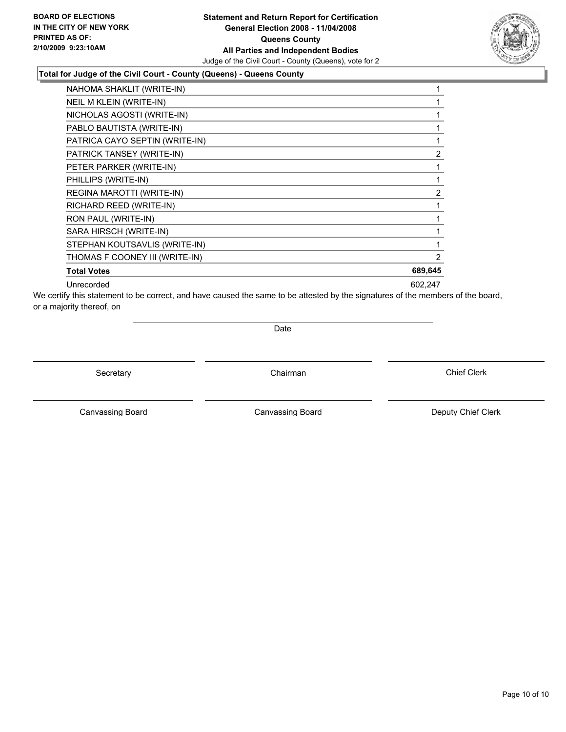**BOARD OF ELECTIONS IN THE CITY OF NEW YORK PRINTED AS OF: 2/10/2009 9:23:10AM**

**Statement and Return Report for Certification General Election 2008 - 11/04/2008 Queens County All Parties and Independent Bodies**

Judge of the Civil Court - County (Queens), vote for 2

**Total for Judge of the Civil Court - County (Queens) - Queens County**

| | |
|---|---|
| NAHOMA SHAKLIT (WRITE-IN) | 1 |
| NEIL M KLEIN (WRITE-IN) | 1 |
| NICHOLAS AGOSTI (WRITE-IN) | 1 |
| PABLO BAUTISTA (WRITE-IN) | 1 |
| PATRICA CAYO SEPTIN (WRITE-IN) | 1 |
| PATRICK TANSEY (WRITE-IN) | 2 |
| PETER PARKER (WRITE-IN) | 1 |
| PHILLIPS (WRITE-IN) | 1 |
| REGINA MAROTTI (WRITE-IN) | 2 |
| RICHARD REED (WRITE-IN) | 1 |
| RON PAUL (WRITE-IN) | 1 |
| SARA HIRSCH (WRITE-IN) | 1 |
| STEPHAN KOUTSAVLIS (WRITE-IN) | 1 |
| THOMAS F COONEY III (WRITE-IN) | 2 |
| **Total Votes** | **689,645** |
| Unrecorded | 602,247 |

We certify this statement to be correct, and have caused the same to be attested by the signatures of the members of the board, or a majority thereof, on

Date

Secretary | Chairman | Chief Clerk

Canvassing Board | Canvassing Board | Deputy Chief Clerk